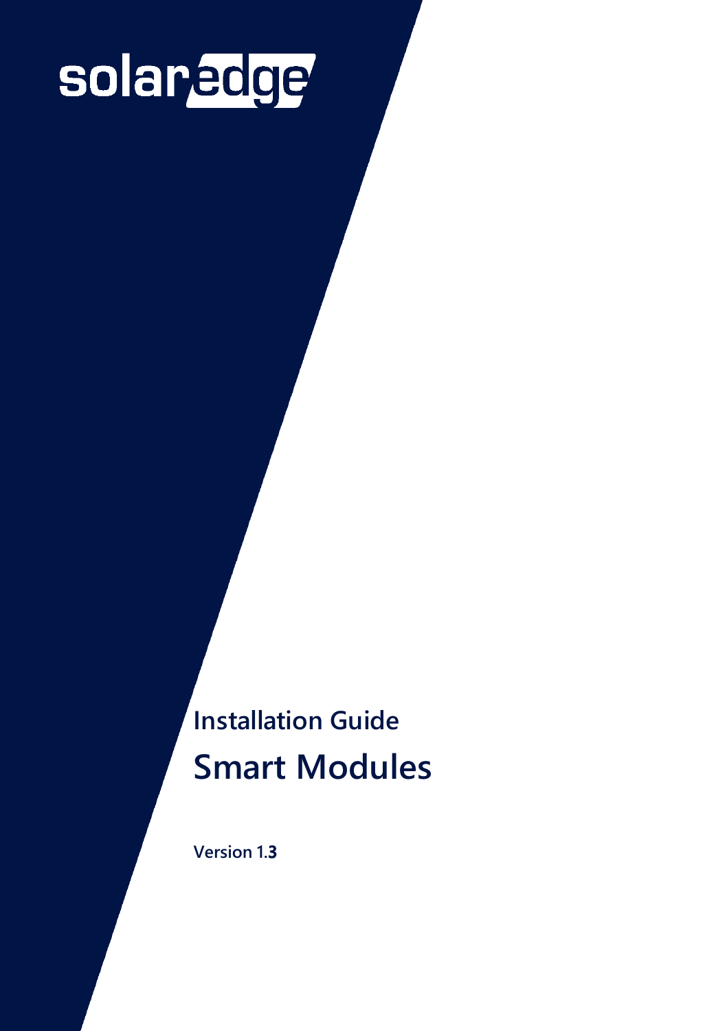solaredge

Installation Guide

# Smart Modules

Version 1.3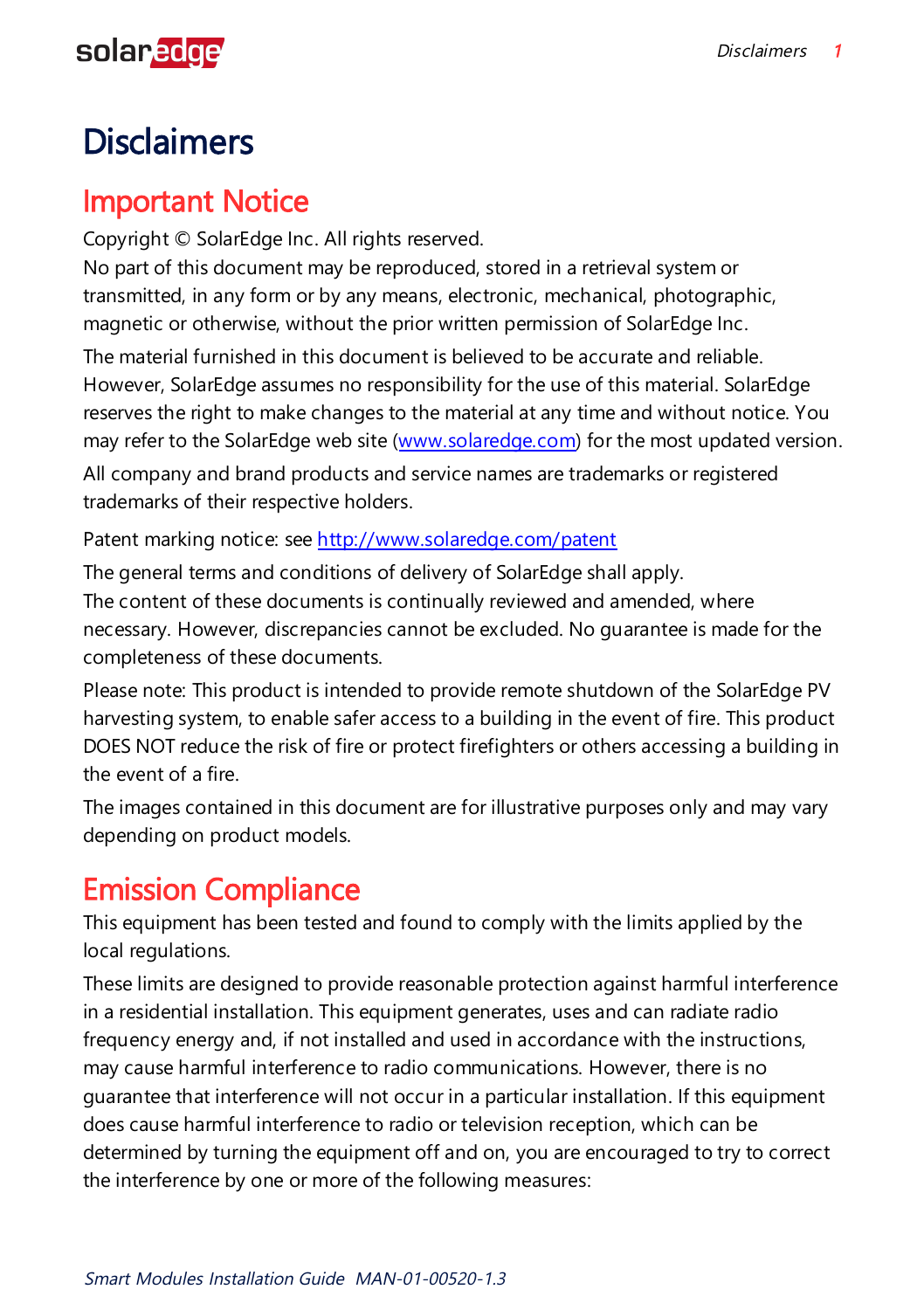# Disclaimers

## Important Notice

Copyright © SolarEdge Inc. All rights reserved.
No part of this document may be reproduced, stored in a retrieval system or transmitted, in any form or by any means, electronic, mechanical, photographic, magnetic or otherwise, without the prior written permission of SolarEdge Inc.

The material furnished in this document is believed to be accurate and reliable. However, SolarEdge assumes no responsibility for the use of this material. SolarEdge reserves the right to make changes to the material at any time and without notice. You may refer to the SolarEdge web site (www.solaredge.com) for the most updated version.

All company and brand products and service names are trademarks or registered trademarks of their respective holders.

Patent marking notice: see http://www.solaredge.com/patent

The general terms and conditions of delivery of SolarEdge shall apply.
The content of these documents is continually reviewed and amended, where necessary. However, discrepancies cannot be excluded. No guarantee is made for the completeness of these documents.

Please note: This product is intended to provide remote shutdown of the SolarEdge PV harvesting system, to enable safer access to a building in the event of fire. This product DOES NOT reduce the risk of fire or protect firefighters or others accessing a building in the event of a fire.

The images contained in this document are for illustrative purposes only and may vary depending on product models.

## Emission Compliance

This equipment has been tested and found to comply with the limits applied by the local regulations.

These limits are designed to provide reasonable protection against harmful interference in a residential installation. This equipment generates, uses and can radiate radio frequency energy and, if not installed and used in accordance with the instructions, may cause harmful interference to radio communications. However, there is no guarantee that interference will not occur in a particular installation. If this equipment does cause harmful interference to radio or television reception, which can be determined by turning the equipment off and on, you are encouraged to try to correct the interference by one or more of the following measures: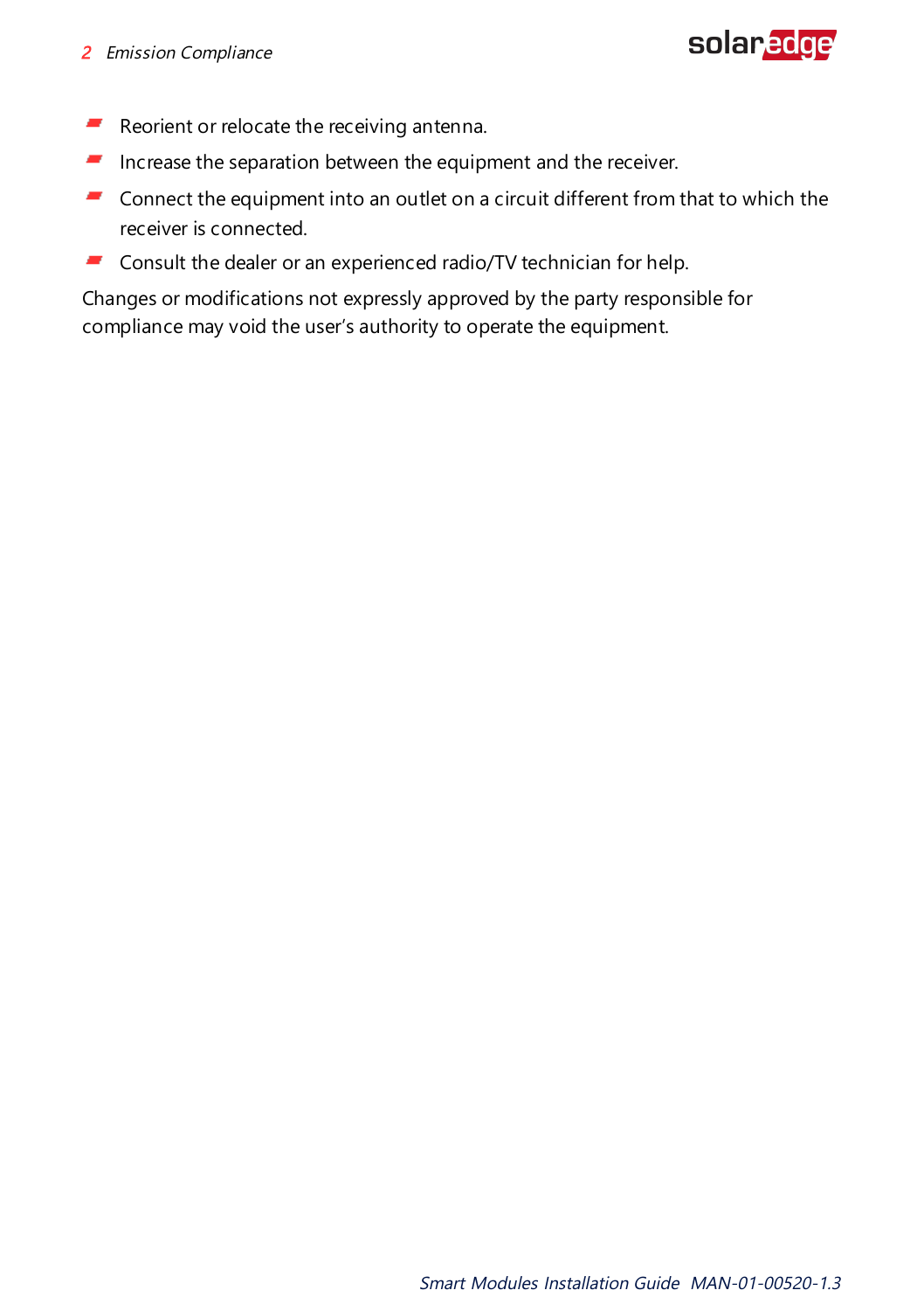- Reorient or relocate the receiving antenna.
- Increase the separation between the equipment and the receiver.
- Connect the equipment into an outlet on a circuit different from that to which the receiver is connected.
- Consult the dealer or an experienced radio/TV technician for help.

Changes or modifications not expressly approved by the party responsible for compliance may void the user's authority to operate the equipment.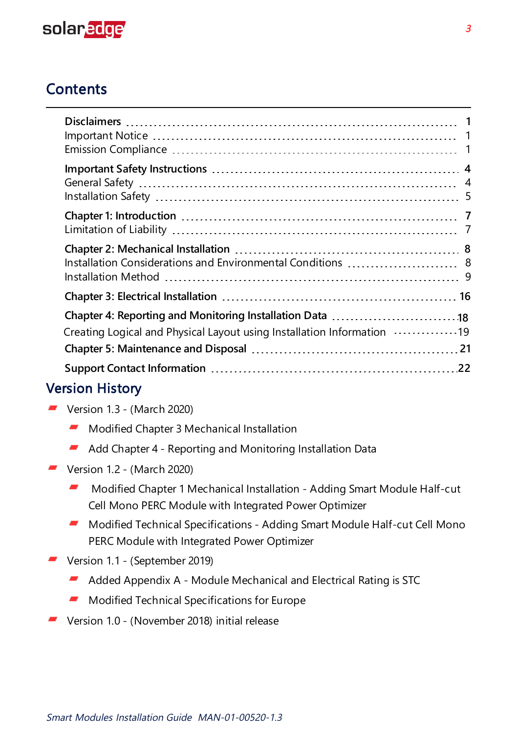## Contents

**Disclaimers** ........ **1**
Important Notice ........ 1
Emission Compliance ........ 1

**Important Safety Instructions** ........ **4**
General Safety ........ 4
Installation Safety ........ 5

**Chapter 1: Introduction** ........ **7**
Limitation of Liability ........ 7

**Chapter 2: Mechanical Installation** ........ **8**
Installation Considerations and Environmental Conditions ........ 8
Installation Method ........ 9

**Chapter 3: Electrical Installation** ........ **16**

**Chapter 4: Reporting and Monitoring Installation Data** ........ **18**
Creating Logical and Physical Layout using Installation Information ........ 19

**Chapter 5: Maintenance and Disposal** ........ **21**

**Support Contact Information** ........ **22**

## Version History

- Version 1.3 - (March 2020)
  - Modified Chapter 3 Mechanical Installation
  - Add Chapter 4 - Reporting and Monitoring Installation Data
- Version 1.2 - (March 2020)
  - Modified Chapter 1 Mechanical Installation - Adding Smart Module Half-cut Cell Mono PERC Module with Integrated Power Optimizer
  - Modified Technical Specifications - Adding Smart Module Half-cut Cell Mono PERC Module with Integrated Power Optimizer
- Version 1.1 - (September 2019)
  - Added Appendix A - Module Mechanical and Electrical Rating is STC
  - Modified Technical Specifications for Europe
- Version 1.0 - (November 2018) initial release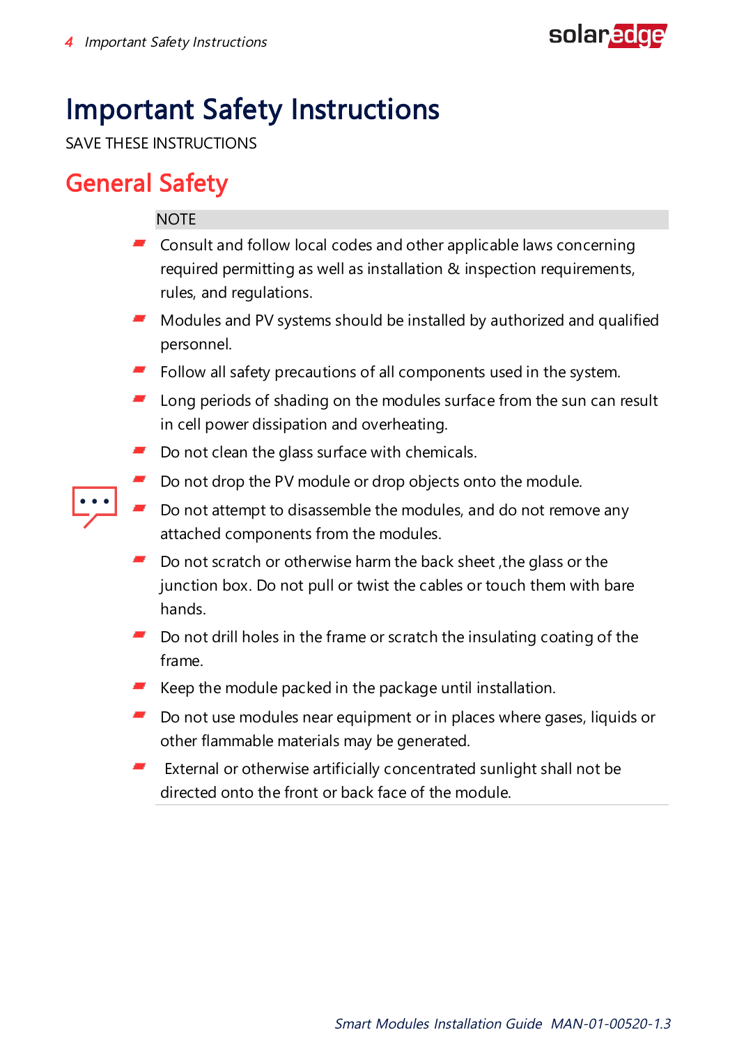# Important Safety Instructions

SAVE THESE INSTRUCTIONS

## General Safety

NOTE

- Consult and follow local codes and other applicable laws concerning required permitting as well as installation & inspection requirements, rules, and regulations.
- Modules and PV systems should be installed by authorized and qualified personnel.
- Follow all safety precautions of all components used in the system.
- Long periods of shading on the modules surface from the sun can result in cell power dissipation and overheating.
- Do not clean the glass surface with chemicals.
- Do not drop the PV module or drop objects onto the module.
- Do not attempt to disassemble the modules, and do not remove any attached components from the modules.
- Do not scratch or otherwise harm the back sheet ,the glass or the junction box. Do not pull or twist the cables or touch them with bare hands.
- Do not drill holes in the frame or scratch the insulating coating of the frame.
- Keep the module packed in the package until installation.
- Do not use modules near equipment or in places where gases, liquids or other flammable materials may be generated.
- External or otherwise artificially concentrated sunlight shall not be directed onto the front or back face of the module.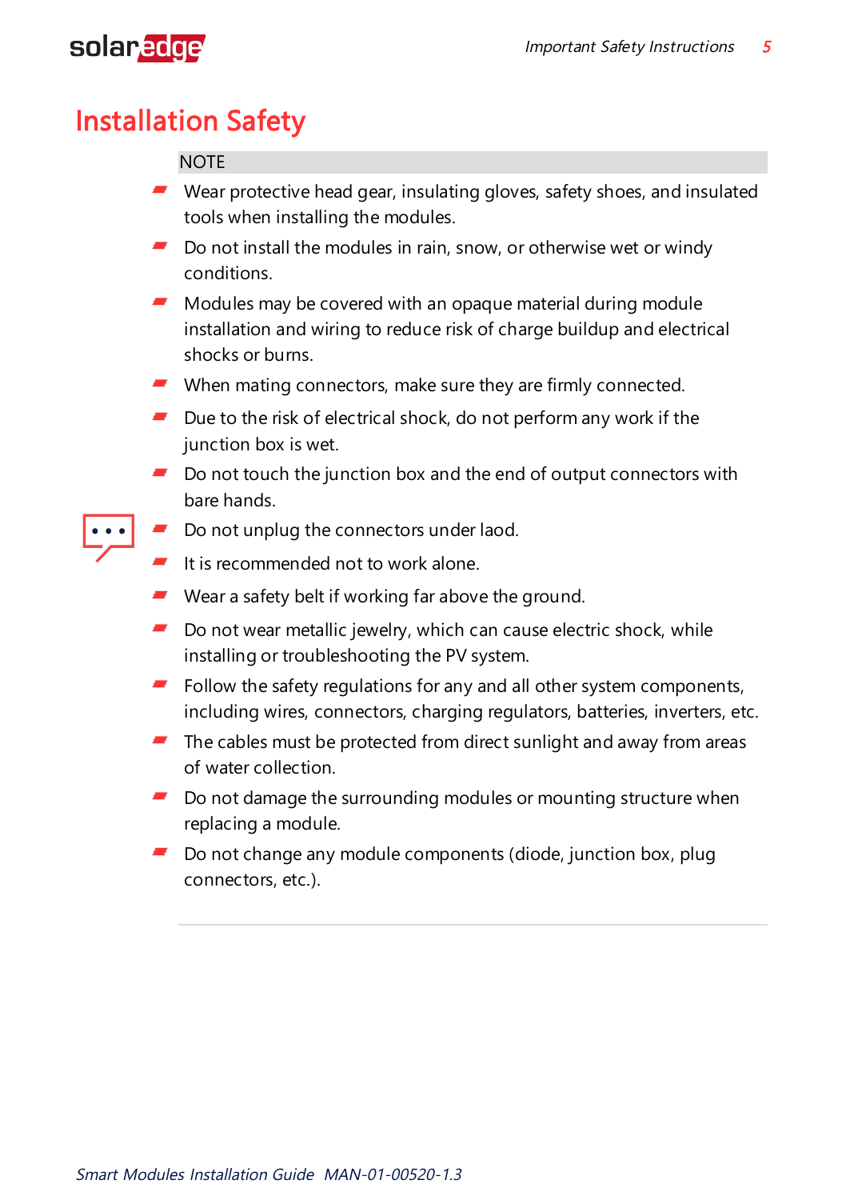# Installation Safety

NOTE

- Wear protective head gear, insulating gloves, safety shoes, and insulated tools when installing the modules.
- Do not install the modules in rain, snow, or otherwise wet or windy conditions.
- Modules may be covered with an opaque material during module installation and wiring to reduce risk of charge buildup and electrical shocks or burns.
- When mating connectors, make sure they are firmly connected.
- Due to the risk of electrical shock, do not perform any work if the junction box is wet.
- Do not touch the junction box and the end of output connectors with bare hands.
- Do not unplug the connectors under laod.
- It is recommended not to work alone.
- Wear a safety belt if working far above the ground.
- Do not wear metallic jewelry, which can cause electric shock, while installing or troubleshooting the PV system.
- Follow the safety regulations for any and all other system components, including wires, connectors, charging regulators, batteries, inverters, etc.
- The cables must be protected from direct sunlight and away from areas of water collection.
- Do not damage the surrounding modules or mounting structure when replacing a module.
- Do not change any module components (diode, junction box, plug connectors, etc.).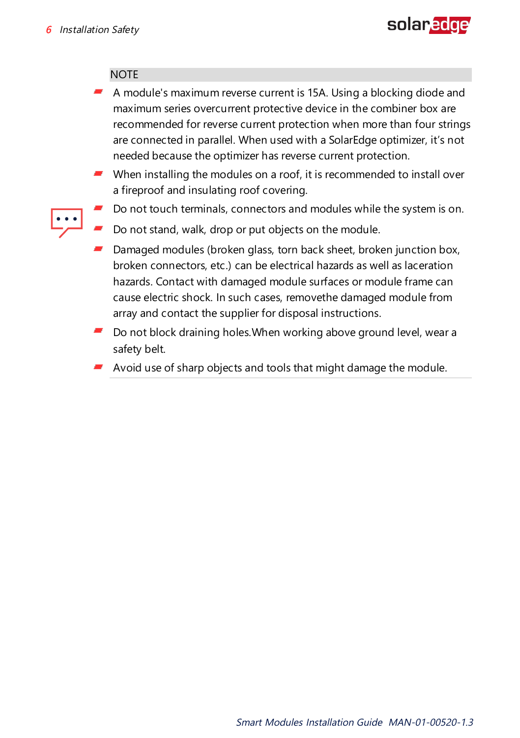NOTE

- A module's maximum reverse current is 15A. Using a blocking diode and maximum series overcurrent protective device in the combiner box are recommended for reverse current protection when more than four strings are connected in parallel. When used with a SolarEdge optimizer, it's not needed because the optimizer has reverse current protection.
- When installing the modules on a roof, it is recommended to install over a fireproof and insulating roof covering.
- Do not touch terminals, connectors and modules while the system is on.
- Do not stand, walk, drop or put objects on the module.
- Damaged modules (broken glass, torn back sheet, broken junction box, broken connectors, etc.) can be electrical hazards as well as laceration hazards. Contact with damaged module surfaces or module frame can cause electric shock. In such cases, removethe damaged module from array and contact the supplier for disposal instructions.
- Do not block draining holes.When working above ground level, wear a safety belt.
- Avoid use of sharp objects and tools that might damage the module.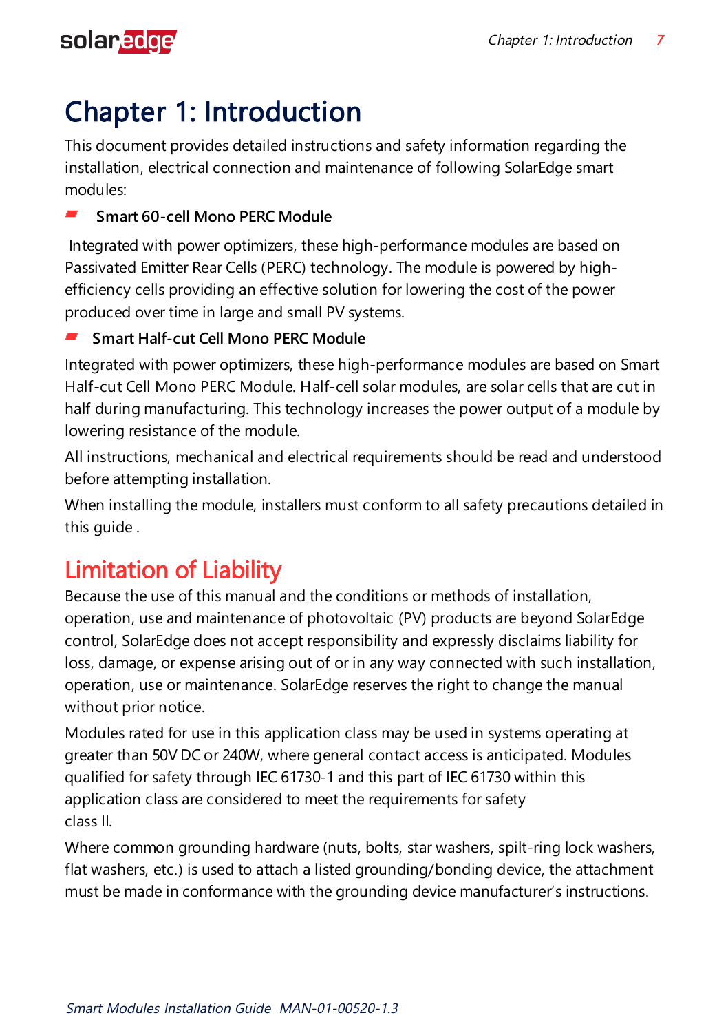# Chapter 1: Introduction

This document provides detailed instructions and safety information regarding the installation, electrical connection and maintenance of following SolarEdge smart modules:

- **Smart 60-cell Mono PERC Module**

Integrated with power optimizers, these high-performance modules are based on Passivated Emitter Rear Cells (PERC) technology. The module is powered by high-efficiency cells providing an effective solution for lowering the cost of the power produced over time in large and small PV systems.

- **Smart Half-cut Cell Mono PERC Module**

Integrated with power optimizers, these high-performance modules are based on Smart Half-cut Cell Mono PERC Module. Half-cell solar modules, are solar cells that are cut in half during manufacturing. This technology increases the power output of a module by lowering resistance of the module.

All instructions, mechanical and electrical requirements should be read and understood before attempting installation.

When installing the module, installers must conform to all safety precautions detailed in this guide .

## Limitation of Liability

Because the use of this manual and the conditions or methods of installation, operation, use and maintenance of photovoltaic (PV) products are beyond SolarEdge control, SolarEdge does not accept responsibility and expressly disclaims liability for loss, damage, or expense arising out of or in any way connected with such installation, operation, use or maintenance. SolarEdge reserves the right to change the manual without prior notice.

Modules rated for use in this application class may be used in systems operating at greater than 50V DC or 240W, where general contact access is anticipated. Modules qualified for safety through IEC 61730-1 and this part of IEC 61730 within this application class are considered to meet the requirements for safety class II.

Where common grounding hardware (nuts, bolts, star washers, spilt-ring lock washers, flat washers, etc.) is used to attach a listed grounding/bonding device, the attachment must be made in conformance with the grounding device manufacturer's instructions.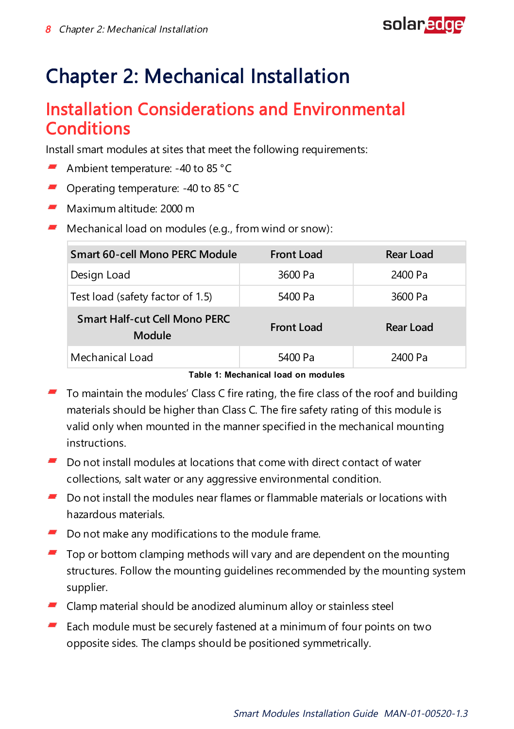# Chapter 2: Mechanical Installation

## Installation Considerations and Environmental Conditions

Install smart modules at sites that meet the following requirements:

- Ambient temperature: -40 to 85 °C
- Operating temperature: -40 to 85 °C
- Maximum altitude: 2000 m
- Mechanical load on modules (e.g., from wind or snow):

| Smart 60-cell Mono PERC Module | Front Load | Rear Load |
|---|---|---|
| Design Load | 3600 Pa | 2400 Pa |
| Test load (safety factor of 1.5) | 5400 Pa | 3600 Pa |
| **Smart Half-cut Cell Mono PERC Module** | **Front Load** | **Rear Load** |
| Mechanical Load | 5400 Pa | 2400 Pa |

**Table 1: Mechanical load on modules**

- To maintain the modules' Class C fire rating, the fire class of the roof and building materials should be higher than Class C. The fire safety rating of this module is valid only when mounted in the manner specified in the mechanical mounting instructions.
- Do not install modules at locations that come with direct contact of water collections, salt water or any aggressive environmental condition.
- Do not install the modules near flames or flammable materials or locations with hazardous materials.
- Do not make any modifications to the module frame.
- Top or bottom clamping methods will vary and are dependent on the mounting structures. Follow the mounting guidelines recommended by the mounting system supplier.
- Clamp material should be anodized aluminum alloy or stainless steel
- Each module must be securely fastened at a minimum of four points on two opposite sides. The clamps should be positioned symmetrically.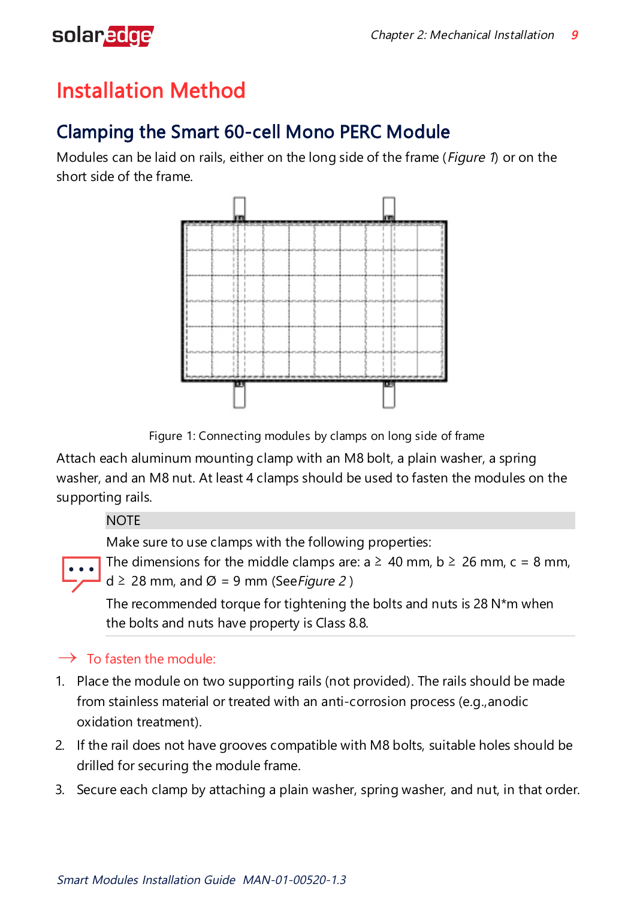# Installation Method

## Clamping the Smart 60-cell Mono PERC Module

Modules can be laid on rails, either on the long side of the frame (*Figure 1*) or on the short side of the frame.

Figure 1: Connecting modules by clamps on long side of frame

Attach each aluminum mounting clamp with an M8 bolt, a plain washer, a spring washer, and an M8 nut. At least 4 clamps should be used to fasten the modules on the supporting rails.

> NOTE
>
> Make sure to use clamps with the following properties:
>
> The dimensions for the middle clamps are: a ≥ 40 mm, b ≥ 26 mm, c = 8 mm, d ≥ 28 mm, and Ø = 9 mm (See *Figure 2* )
>
> The recommended torque for tightening the bolts and nuts is 28 N*m when the bolts and nuts have property is Class 8.8.

→ To fasten the module:

1. Place the module on two supporting rails (not provided). The rails should be made from stainless material or treated with an anti-corrosion process (e.g.,anodic oxidation treatment).
2. If the rail does not have grooves compatible with M8 bolts, suitable holes should be drilled for securing the module frame.
3. Secure each clamp by attaching a plain washer, spring washer, and nut, in that order.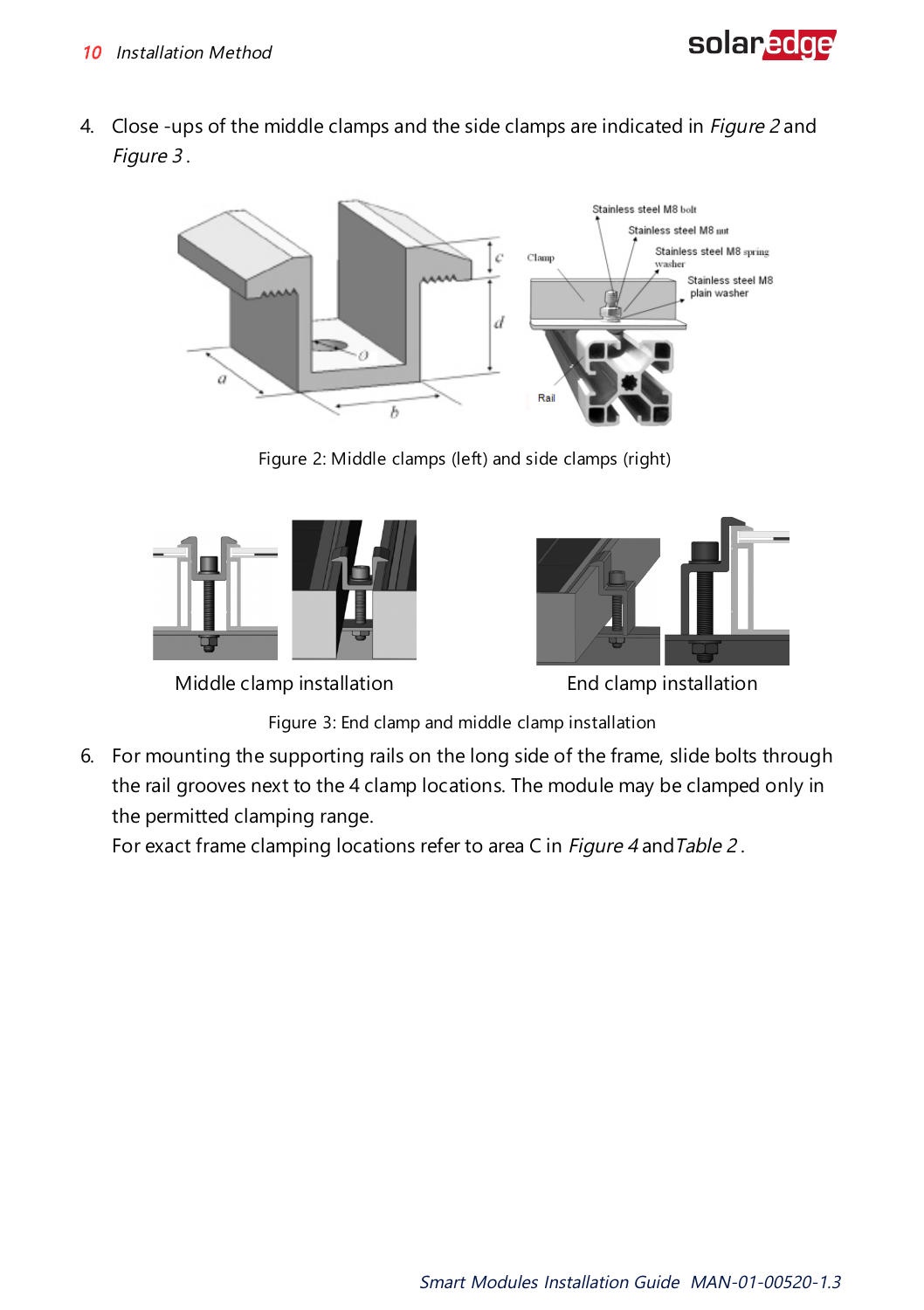4. Close -ups of the middle clamps and the side clamps are indicated in *Figure 2* and *Figure 3* .

Figure 2: Middle clamps (left) and side clamps (right)

Middle clamp installation

End clamp installation

Figure 3: End clamp and middle clamp installation

6. For mounting the supporting rails on the long side of the frame, slide bolts through the rail grooves next to the 4 clamp locations. The module may be clamped only in the permitted clamping range.
   For exact frame clamping locations refer to area C in *Figure 4* and *Table 2* .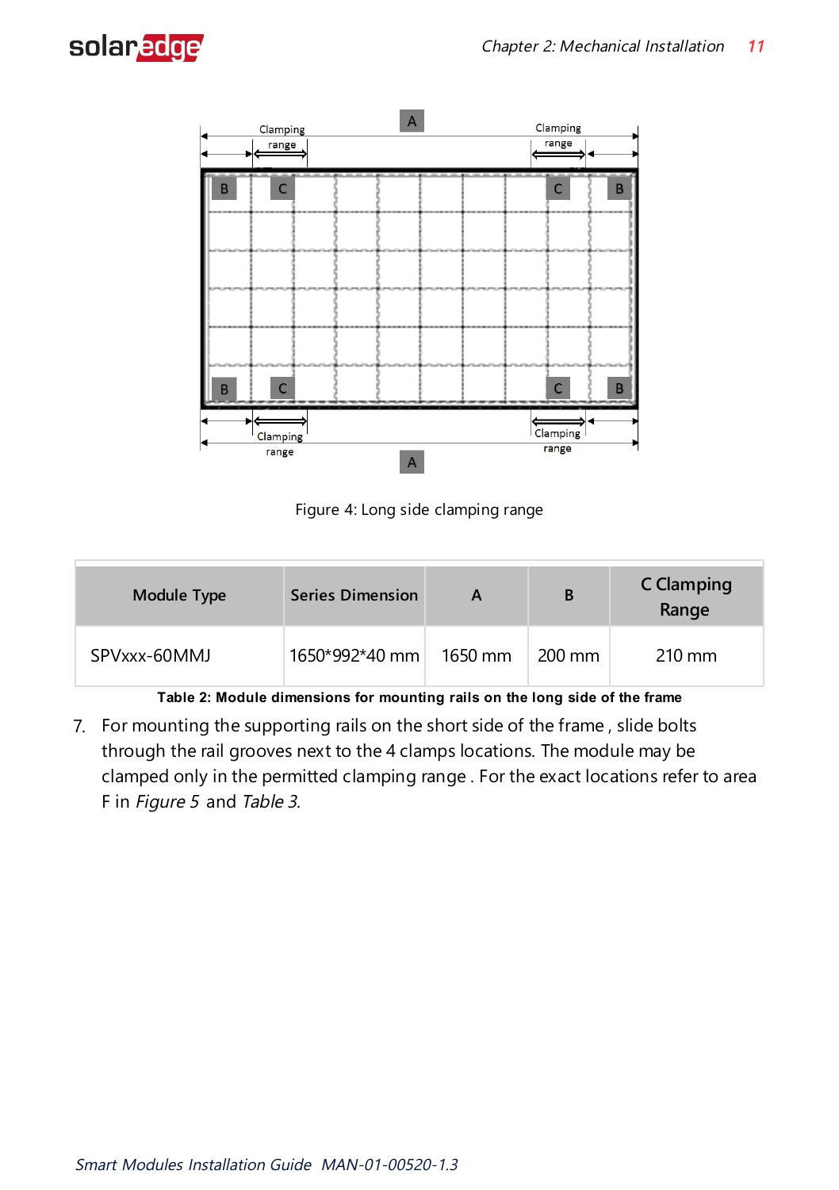Figure 4: Long side clamping range

| Module Type | Series Dimension | A | B | C Clamping Range |
|---|---|---|---|---|
| SPVxxx-60MMJ | 1650*992*40 mm | 1650 mm | 200 mm | 210 mm |

**Table 2: Module dimensions for mounting rails on the long side of the frame**

7. For mounting the supporting rails on the short side of the frame , slide bolts through the rail grooves next to the 4 clamps locations. The module may be clamped only in the permitted clamping range . For the exact locations refer to area F in *Figure 5* and *Table 3*.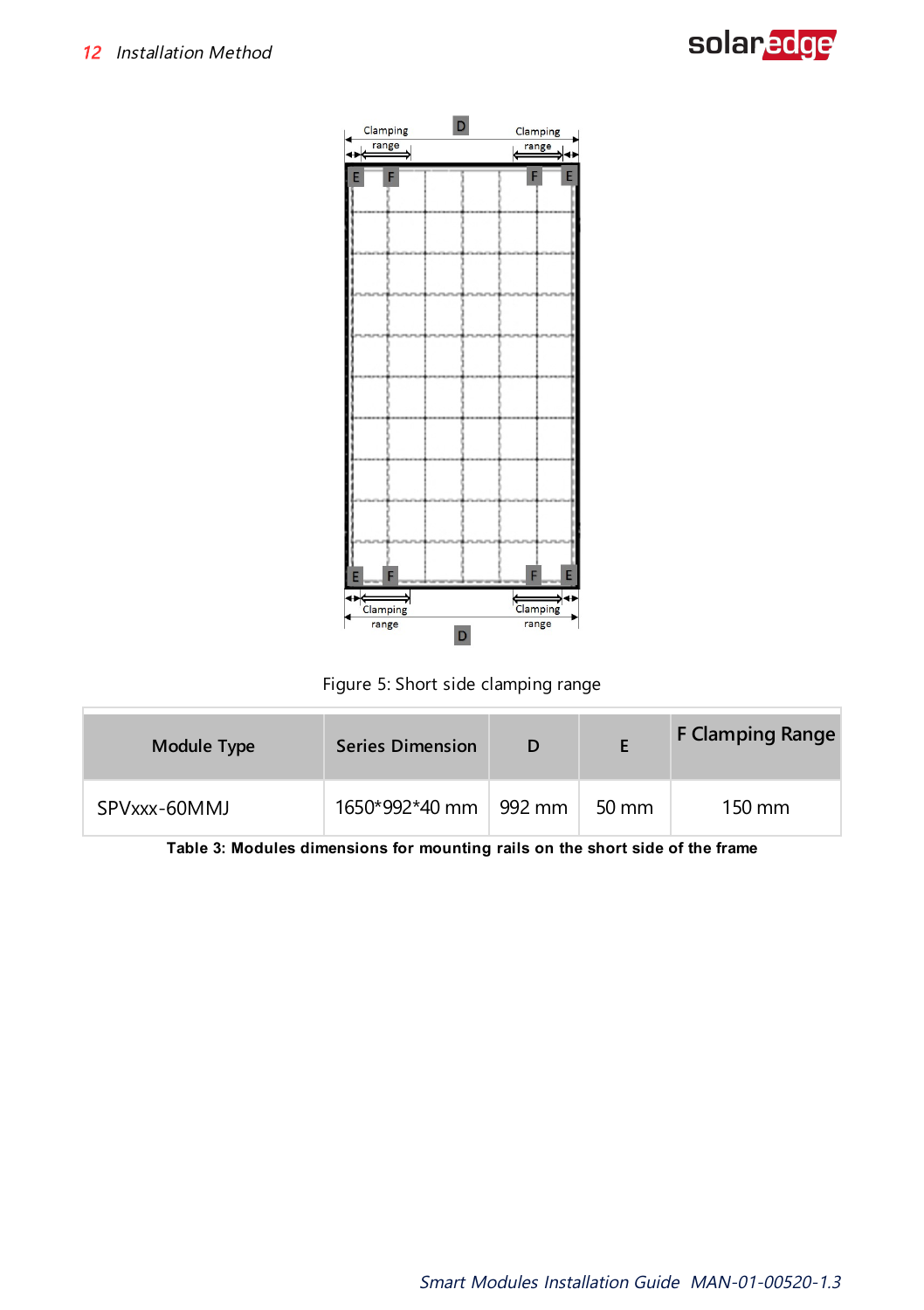Figure 5: Short side clamping range

| Module Type | Series Dimension | D | E | F Clamping Range |
| --- | --- | --- | --- | --- |
| SPVxxx-60MMJ | 1650*992*40 mm | 992 mm | 50 mm | 150 mm |

**Table 3: Modules dimensions for mounting rails on the short side of the frame**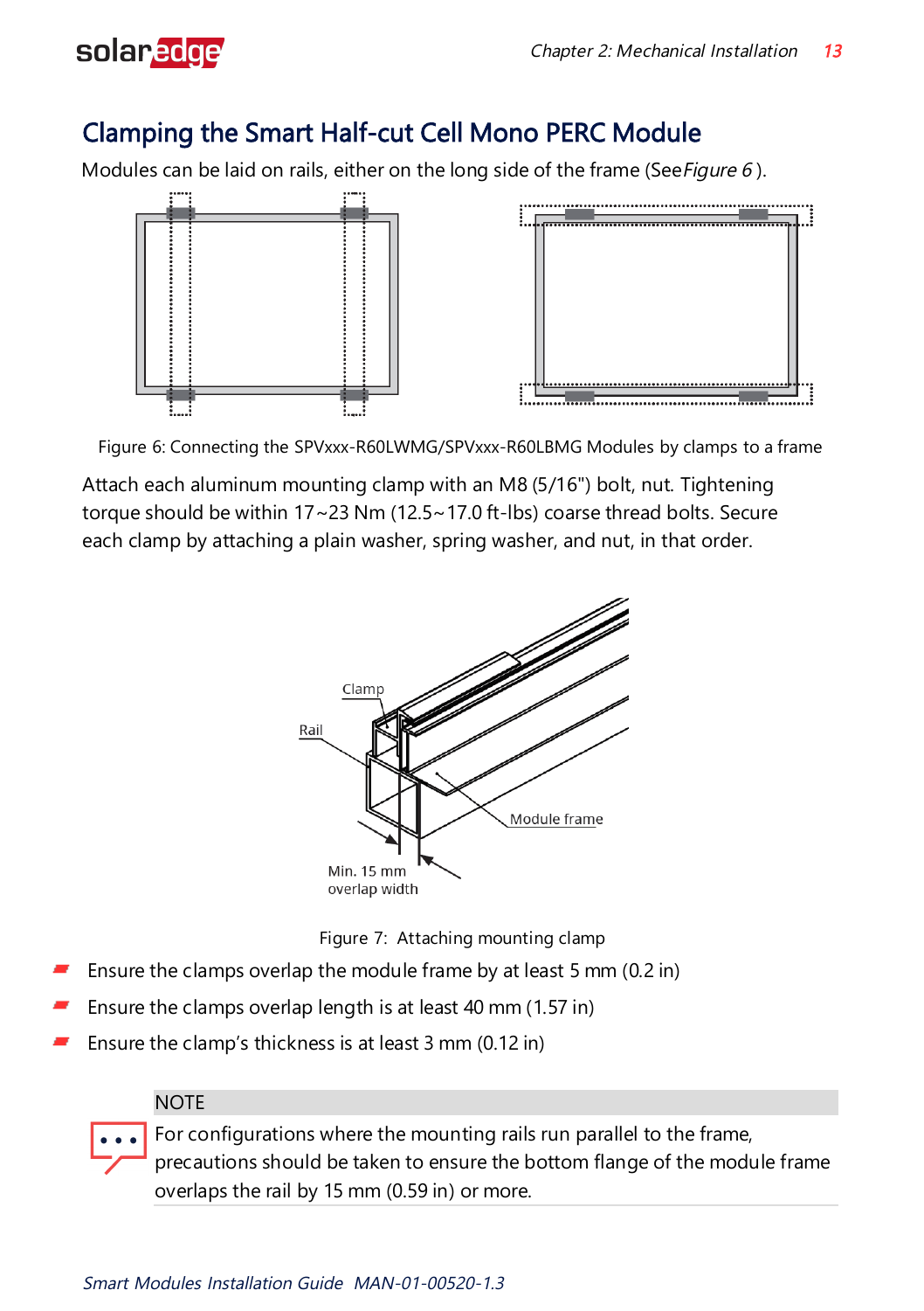## Clamping the Smart Half-cut Cell Mono PERC Module

Modules can be laid on rails, either on the long side of the frame (See *Figure 6* ).

Figure 6: Connecting the SPVxxx-R60LWMG/SPVxxx-R60LBMG Modules by clamps to a frame

Attach each aluminum mounting clamp with an M8 (5/16") bolt, nut. Tightening torque should be within 17~23 Nm (12.5~17.0 ft-lbs) coarse thread bolts. Secure each clamp by attaching a plain washer, spring washer, and nut, in that order.

Clamp

Rail

Module frame

Min. 15 mm overlap width

Figure 7: Attaching mounting clamp

- Ensure the clamps overlap the module frame by at least 5 mm (0.2 in)
- Ensure the clamps overlap length is at least 40 mm (1.57 in)
- Ensure the clamp's thickness is at least 3 mm (0.12 in)

**NOTE**

For configurations where the mounting rails run parallel to the frame, precautions should be taken to ensure the bottom flange of the module frame overlaps the rail by 15 mm (0.59 in) or more.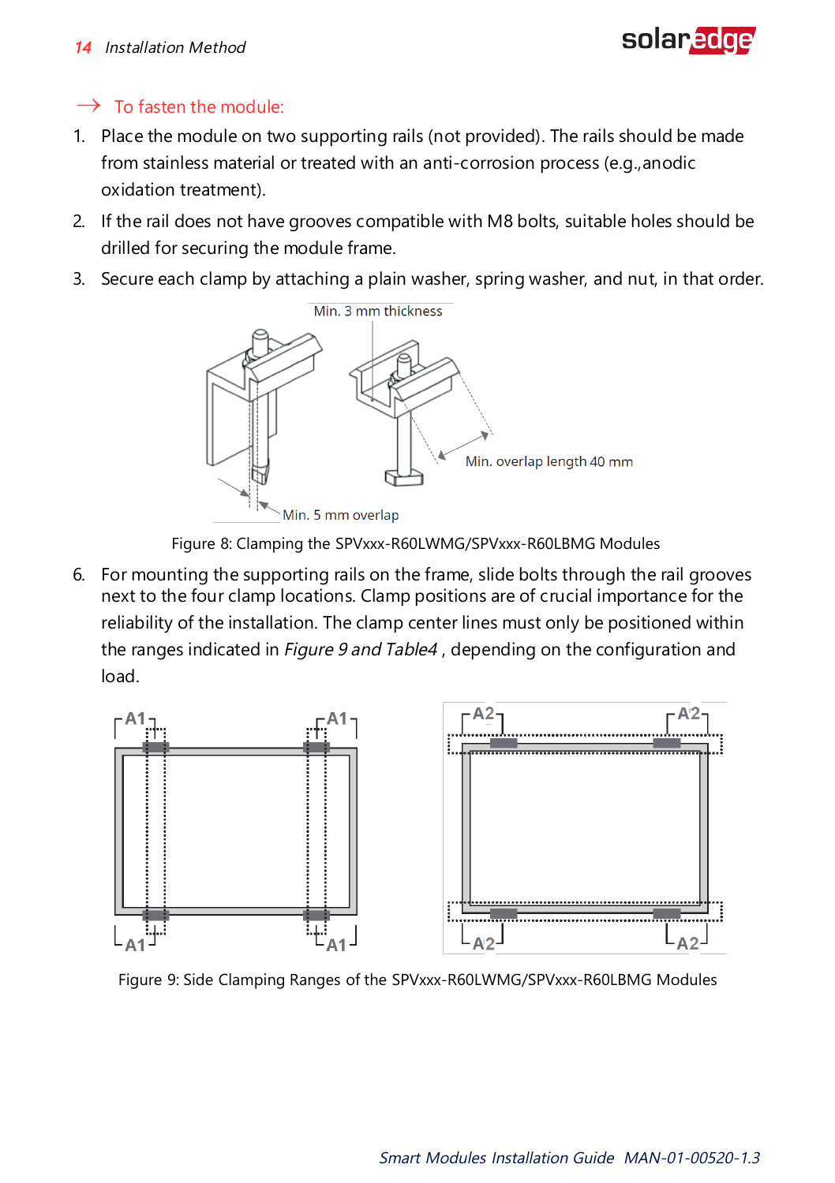→ To fasten the module:

1. Place the module on two supporting rails (not provided). The rails should be made from stainless material or treated with an anti-corrosion process (e.g.,anodic oxidation treatment).
2. If the rail does not have grooves compatible with M8 bolts, suitable holes should be drilled for securing the module frame.
3. Secure each clamp by attaching a plain washer, spring washer, and nut, in that order.

Min. 3 mm thickness

Min. overlap length 40 mm

Min. 5 mm overlap

Figure 8: Clamping the SPVxxx-R60LWMG/SPVxxx-R60LBMG Modules

6. For mounting the supporting rails on the frame, slide bolts through the rail grooves next to the four clamp locations. Clamp positions are of crucial importance for the reliability of the installation. The clamp center lines must only be positioned within the ranges indicated in *Figure 9 and Table4* , depending on the configuration and load.

A1 A1 A1 A1 A2 A2 A2 A2

Figure 9: Side Clamping Ranges of the SPVxxx-R60LWMG/SPVxxx-R60LBMG Modules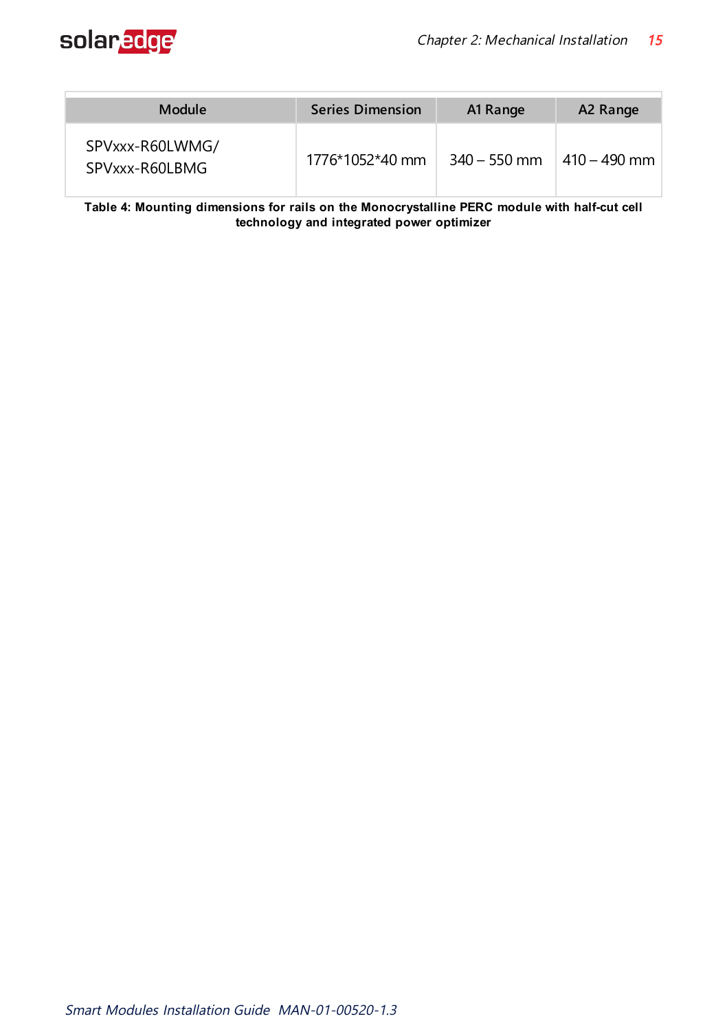| Module | Series Dimension | A1 Range | A2 Range |
|---|---|---|---|
| SPVxxx-R60LWMG/ SPVxxx-R60LBMG | 1776*1052*40 mm | 340 – 550 mm | 410 – 490 mm |

**Table 4: Mounting dimensions for rails on the Monocrystalline PERC module with half-cut cell technology and integrated power optimizer**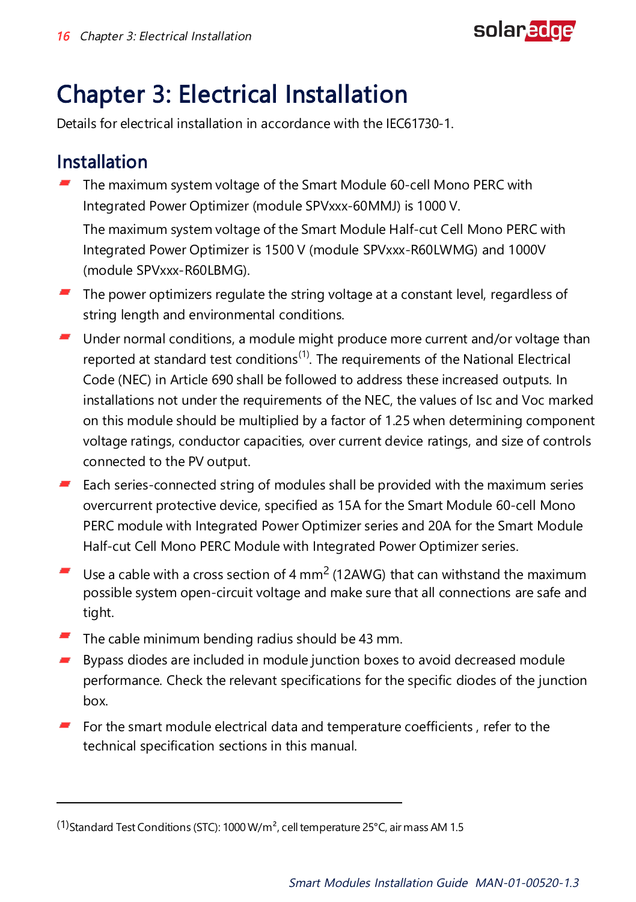# Chapter 3: Electrical Installation

Details for electrical installation in accordance with the IEC61730-1.

## Installation

- The maximum system voltage of the Smart Module 60-cell Mono PERC with Integrated Power Optimizer (module SPVxxx-60MMJ) is 1000 V.

  The maximum system voltage of the Smart Module Half-cut Cell Mono PERC with Integrated Power Optimizer is 1500 V (module SPVxxx-R60LWMG) and 1000V (module SPVxxx-R60LBMG).
- The power optimizers regulate the string voltage at a constant level, regardless of string length and environmental conditions.
- Under normal conditions, a module might produce more current and/or voltage than reported at standard test conditions[(1)]. The requirements of the National Electrical Code (NEC) in Article 690 shall be followed to address these increased outputs. In installations not under the requirements of the NEC, the values of Isc and Voc marked on this module should be multiplied by a factor of 1.25 when determining component voltage ratings, conductor capacities, over current device ratings, and size of controls connected to the PV output.
- Each series-connected string of modules shall be provided with the maximum series overcurrent protective device, specified as 15A for the Smart Module 60-cell Mono PERC module with Integrated Power Optimizer series and 20A for the Smart Module Half-cut Cell Mono PERC Module with Integrated Power Optimizer series.
- Use a cable with a cross section of 4 $mm^2$ (12AWG) that can withstand the maximum possible system open-circuit voltage and make sure that all connections are safe and tight.
- The cable minimum bending radius should be 43 mm.
- Bypass diodes are included in module junction boxes to avoid decreased module performance. Check the relevant specifications for the specific diodes of the junction box.
- For the smart module electrical data and temperature coefficients , refer to the technical specification sections in this manual.

---

(1) Standard Test Conditions (STC): 1000 W/$m^2$, cell temperature 25°C, air mass AM 1.5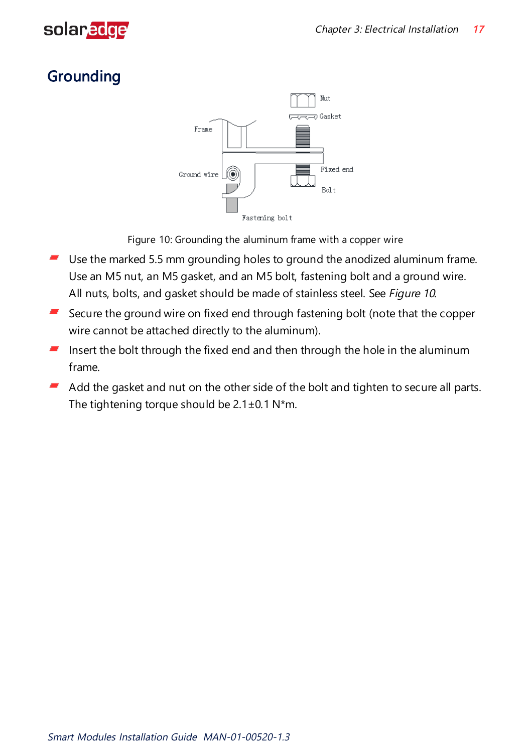## Grounding

Figure 10: Grounding the aluminum frame with a copper wire

- Use the marked 5.5 mm grounding holes to ground the anodized aluminum frame. Use an M5 nut, an M5 gasket, and an M5 bolt, fastening bolt and a ground wire. All nuts, bolts, and gasket should be made of stainless steel. See *Figure 10*.
- Secure the ground wire on fixed end through fastening bolt (note that the copper wire cannot be attached directly to the aluminum).
- Insert the bolt through the fixed end and then through the hole in the aluminum frame.
- Add the gasket and nut on the other side of the bolt and tighten to secure all parts. The tightening torque should be 2.1±0.1 N*m.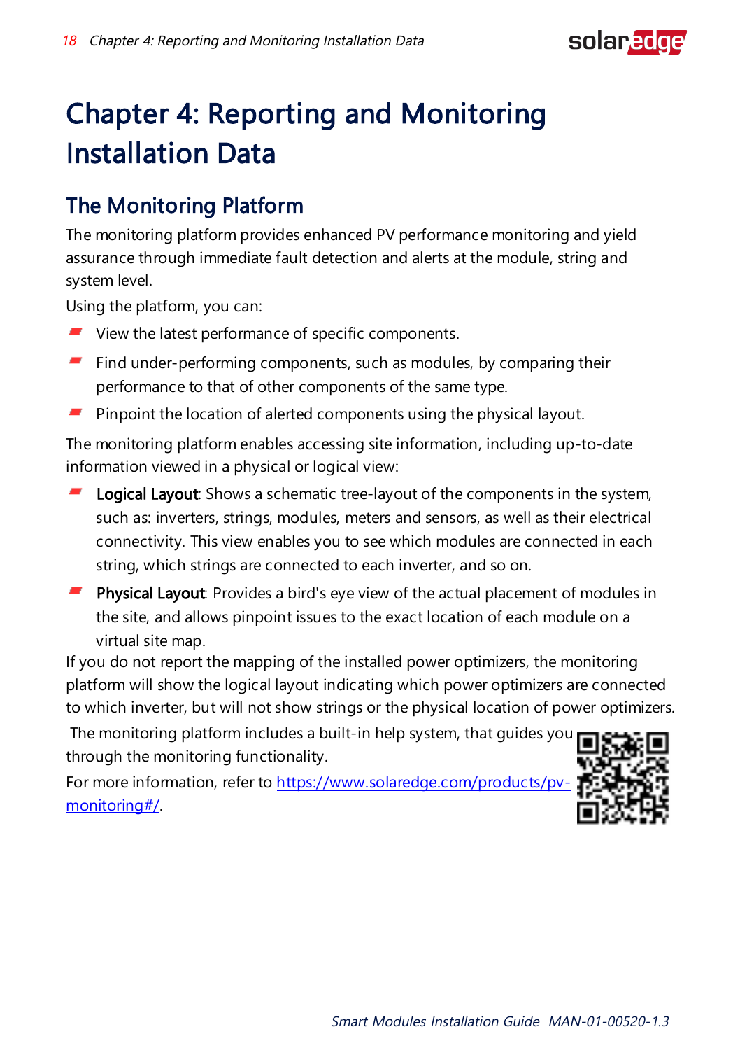// Chapter 4: Reporting and Monitoring Installation Data

# Chapter 4: Reporting and Monitoring Installation Data

## The Monitoring Platform

The monitoring platform provides enhanced PV performance monitoring and yield assurance through immediate fault detection and alerts at the module, string and system level.

Using the platform, you can:

- View the latest performance of specific components.
- Find under-performing components, such as modules, by comparing their performance to that of other components of the same type.
- Pinpoint the location of alerted components using the physical layout.

The monitoring platform enables accessing site information, including up-to-date information viewed in a physical or logical view:

- **Logical Layout**: Shows a schematic tree-layout of the components in the system, such as: inverters, strings, modules, meters and sensors, as well as their electrical connectivity. This view enables you to see which modules are connected in each string, which strings are connected to each inverter, and so on.
- **Physical Layout**: Provides a bird's eye view of the actual placement of modules in the site, and allows pinpoint issues to the exact location of each module on a virtual site map.

If you do not report the mapping of the installed power optimizers, the monitoring platform will show the logical layout indicating which power optimizers are connected to which inverter, but will not show strings or the physical location of power optimizers.

The monitoring platform includes a built-in help system, that guides you through the monitoring functionality.

For more information, refer to https://www.solaredge.com/products/pv-monitoring#/.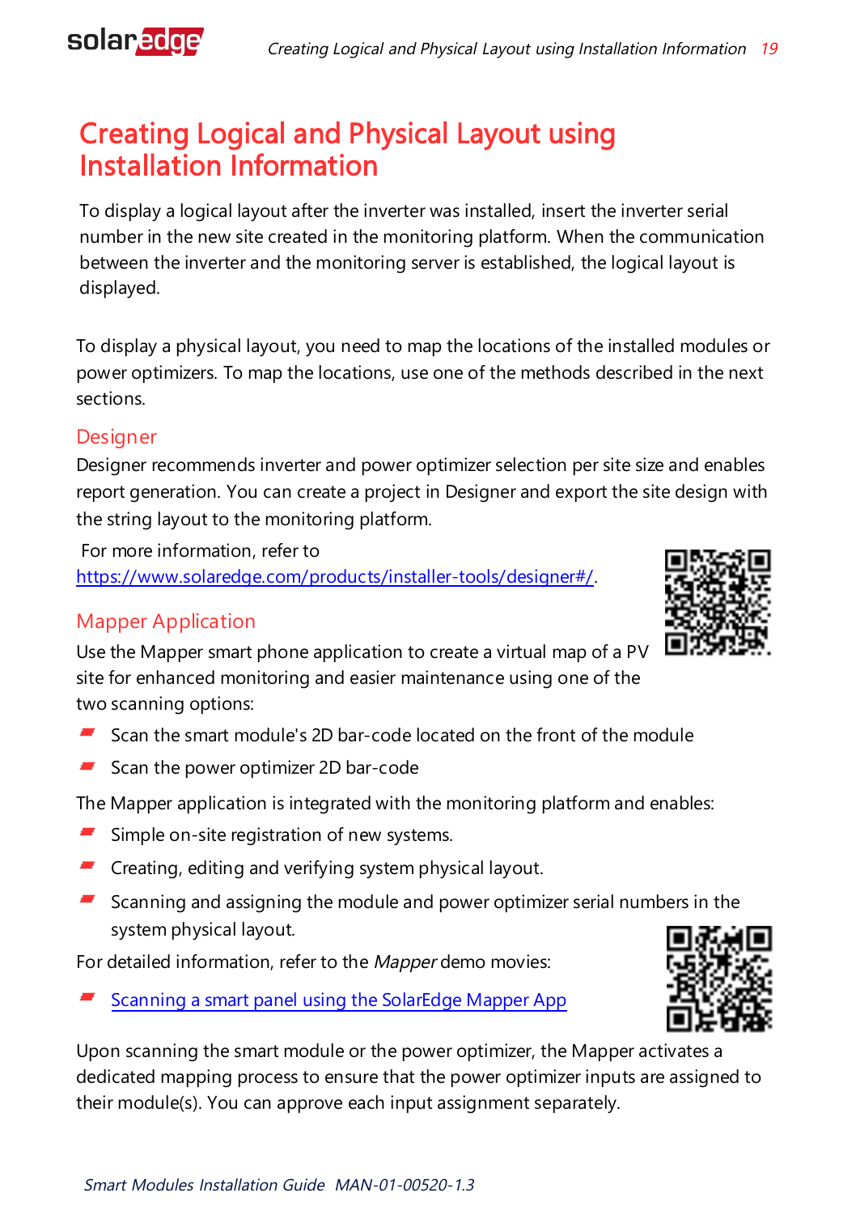# Creating Logical and Physical Layout using Installation Information

To display a logical layout after the inverter was installed, insert the inverter serial number in the new site created in the monitoring platform. When the communication between the inverter and the monitoring server is established, the logical layout is displayed.

To display a physical layout, you need to map the locations of the installed modules or power optimizers. To map the locations, use one of the methods described in the next sections.

## Designer

Designer recommends inverter and power optimizer selection per site size and enables report generation. You can create a project in Designer and export the site design with the string layout to the monitoring platform.

For more information, refer to https://www.solaredge.com/products/installer-tools/designer#/.

## Mapper Application

Use the Mapper smart phone application to create a virtual map of a PV site for enhanced monitoring and easier maintenance using one of the two scanning options:

- Scan the smart module's 2D bar-code located on the front of the module
- Scan the power optimizer 2D bar-code

The Mapper application is integrated with the monitoring platform and enables:

- Simple on-site registration of new systems.
- Creating, editing and verifying system physical layout.
- Scanning and assigning the module and power optimizer serial numbers in the system physical layout.

For detailed information, refer to the *Mapper* demo movies:

- Scanning a smart panel using the SolarEdge Mapper App

Upon scanning the smart module or the power optimizer, the Mapper activates a dedicated mapping process to ensure that the power optimizer inputs are assigned to their module(s). You can approve each input assignment separately.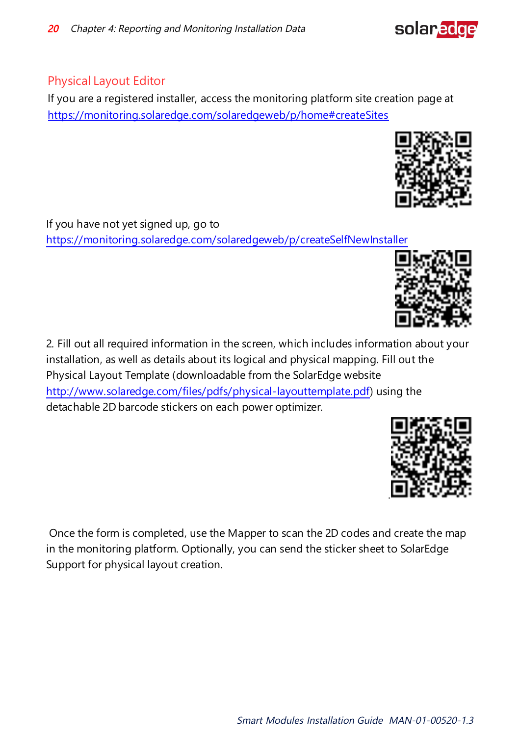## Physical Layout Editor

If you are a registered installer, access the monitoring platform site creation page at https://monitoring.solaredge.com/solaredgeweb/p/home#createSites

If you have not yet signed up, go to https://monitoring.solaredge.com/solaredgeweb/p/createSelfNewInstaller

2. Fill out all required information in the screen, which includes information about your installation, as well as details about its logical and physical mapping. Fill out the Physical Layout Template (downloadable from the SolarEdge website http://www.solaredge.com/files/pdfs/physical-layouttemplate.pdf) using the detachable 2D barcode stickers on each power optimizer.

Once the form is completed, use the Mapper to scan the 2D codes and create the map in the monitoring platform. Optionally, you can send the sticker sheet to SolarEdge Support for physical layout creation.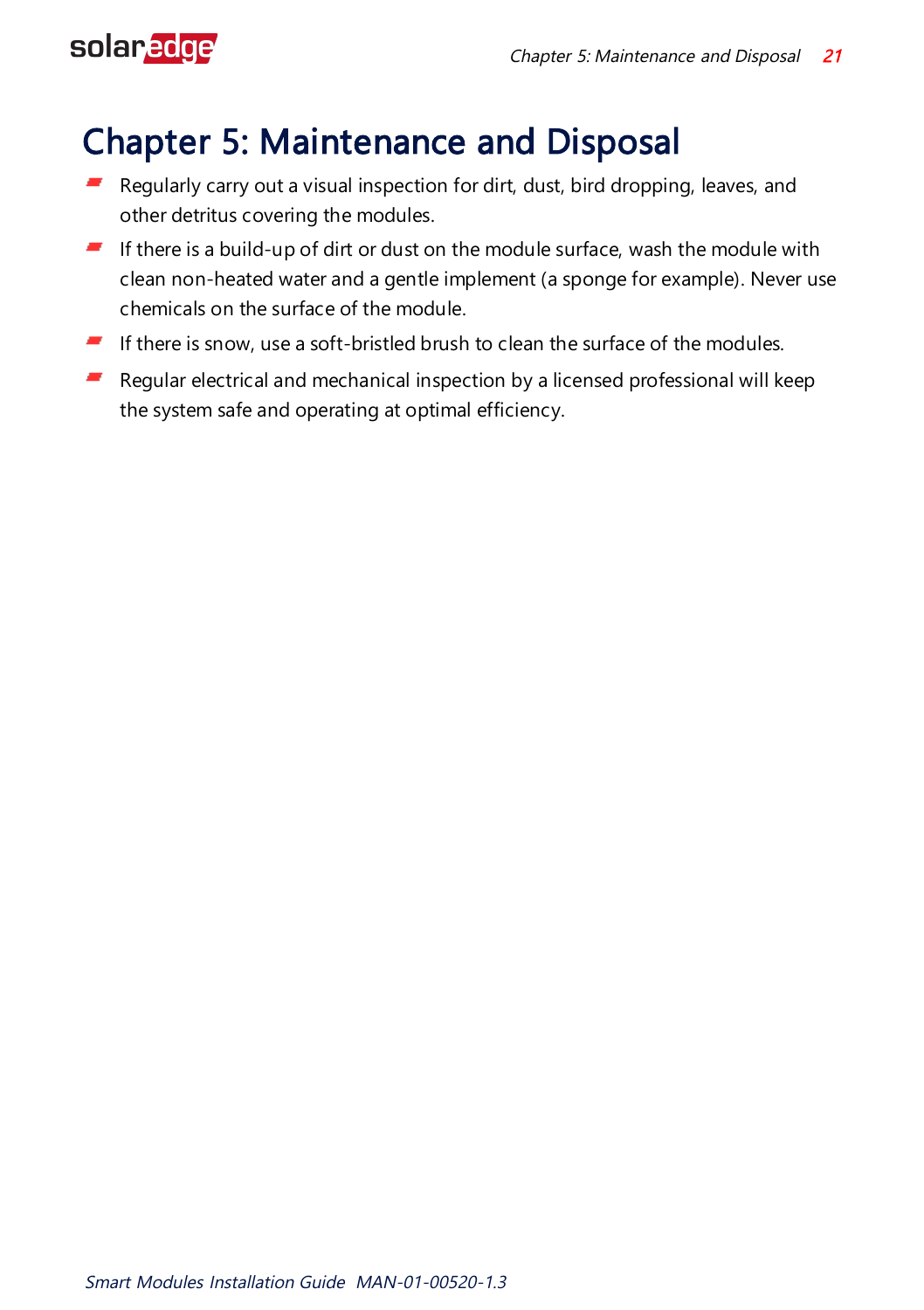# Chapter 5: Maintenance and Disposal

- Regularly carry out a visual inspection for dirt, dust, bird dropping, leaves, and other detritus covering the modules.
- If there is a build-up of dirt or dust on the module surface, wash the module with clean non-heated water and a gentle implement (a sponge for example). Never use chemicals on the surface of the module.
- If there is snow, use a soft-bristled brush to clean the surface of the modules.
- Regular electrical and mechanical inspection by a licensed professional will keep the system safe and operating at optimal efficiency.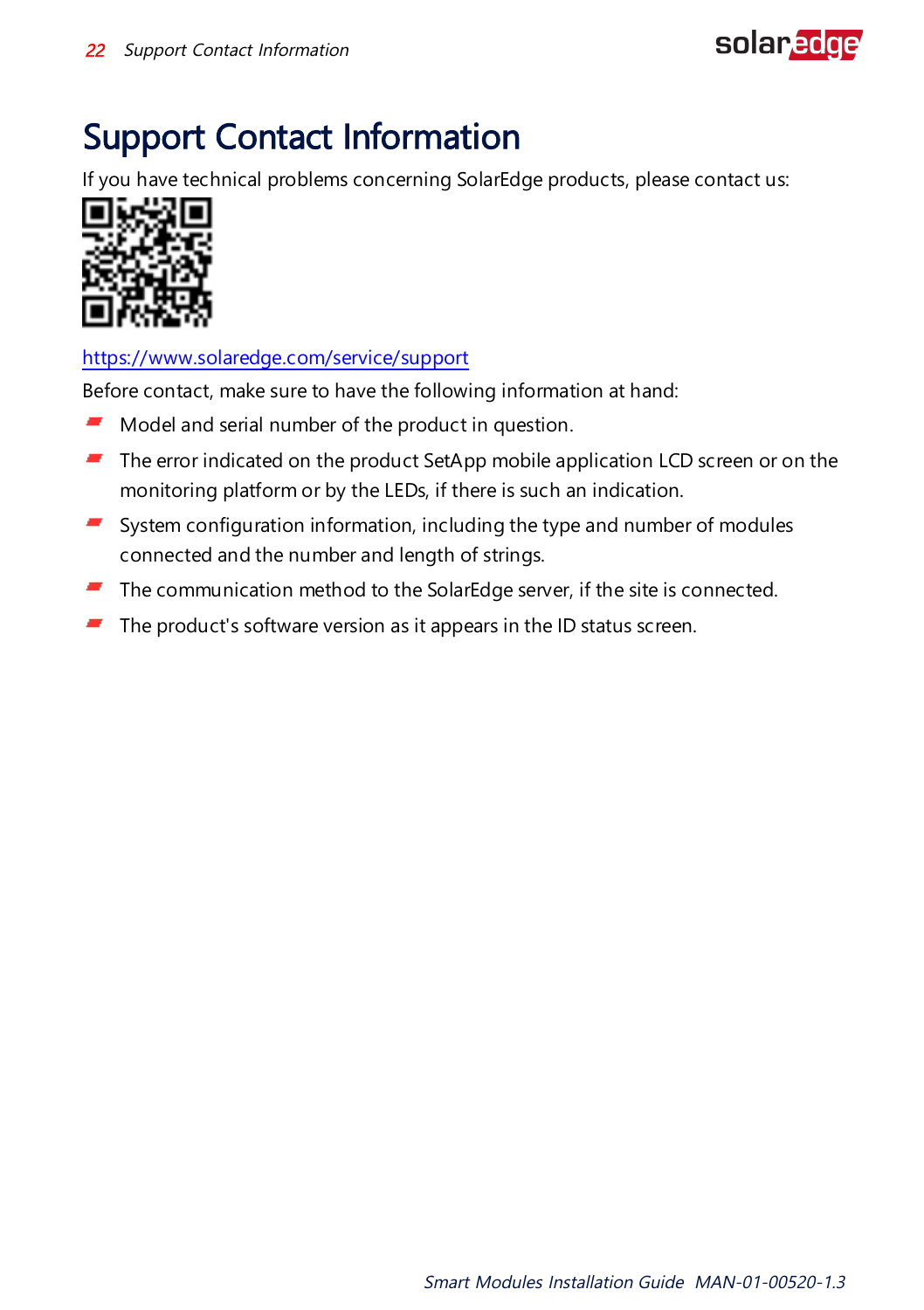# Support Contact Information

If you have technical problems concerning SolarEdge products, please contact us:

https://www.solaredge.com/service/support

Before contact, make sure to have the following information at hand:

- Model and serial number of the product in question.
- The error indicated on the product SetApp mobile application LCD screen or on the monitoring platform or by the LEDs, if there is such an indication.
- System configuration information, including the type and number of modules connected and the number and length of strings.
- The communication method to the SolarEdge server, if the site is connected.
- The product's software version as it appears in the ID status screen.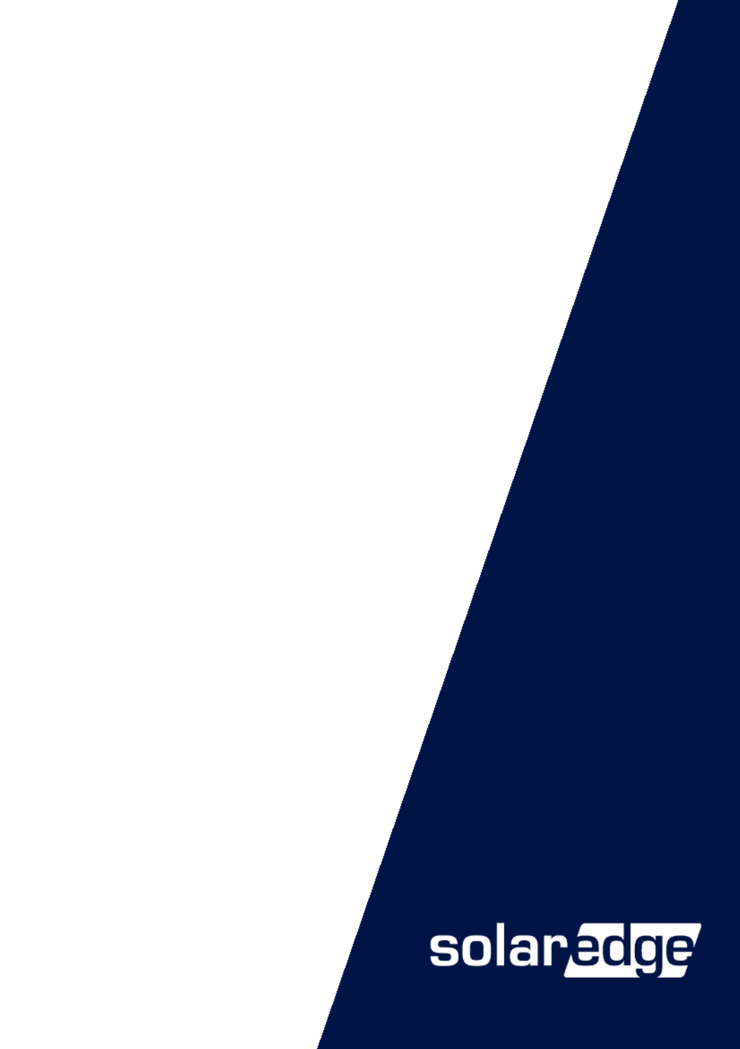solaredge